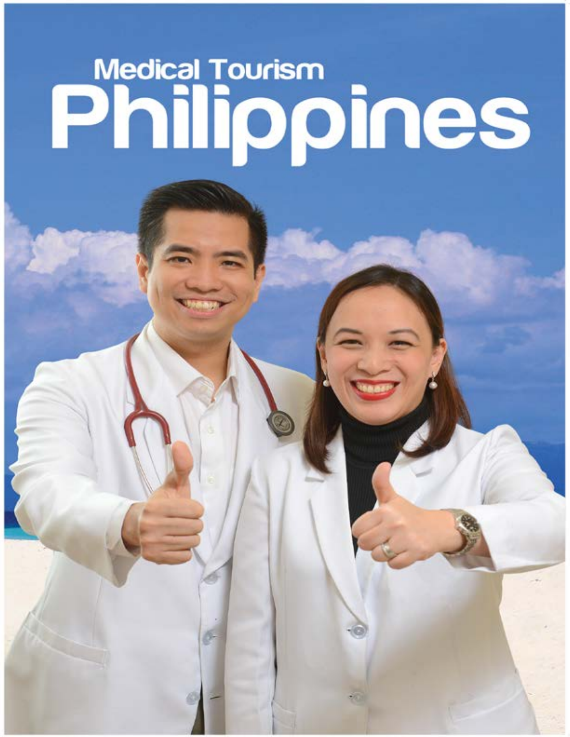Medical Tourism

# Philippines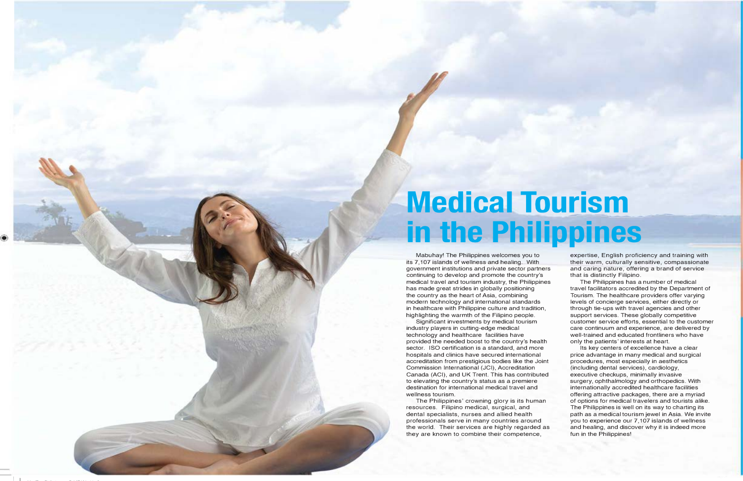# Medical Tourism in the Philippines

Mabuhay! The Philippines welcomes you to its 7,107 islands of wellness and healing. With government institutions and private sector partners continuing to develop and promote the country's medical travel and tourism industry, the Philippines has made great strides in globally positioning the country as the heart of Asia, combining modern technology and international standards in healthcare with Philippine culture and tradition, highlighting the warmth of the Filipino people.

Significant investments by medical tourism industry players in cutting-edge medical technology and healthcare facilities have provided the needed boost to the country's health sector. ISO certification is a standard, and more hospitals and clinics have secured international accreditation from prestigious bodies like the Joint Commission International (JCI), Accreditation Canada (ACI), and UK Trent. This has contributed to elevating the country's status as a premiere destination for international medical travel and wellness tourism.

The Philippines' crowning glory is its human resources. Filipino medical, surgical, and dental specialists, nurses and allied health professionals serve in many countries around the world. Their services are highly regarded as they are known to combine their competence, expertise, English proficiency and training with their warm, culturally sensitive, compassionate and caring nature, offering a brand of service that is distinctly Filipino.

The Philippines has a number of medical travel facilitators accredited by the Department of Tourism. The healthcare providers offer varying levels of concierge services, either directly or through tie-ups with travel agencies and other support services. These globally competitive customer service efforts, essential to the customer care continuum and experience, are delivered by well-trained and educated frontliners who have only the patients' interests at heart.

Its key centers of excellence have a clear price advantage in many medical and surgical procedures, most especially in aesthetics (including dental services), cardiology, executive checkups, minimally invasive surgery, ophthalmology and orthopedics. With internationally accredited healthcare facilities offering attractive packages, there are a myriad of options for medical travelers and tourists alike. The Philippines is well on its way to charting its path as a medical tourism jewel in Asia. We invite you to experience our 7,107 islands of wellness and healing, and discover why it is indeed more fun in the Philippines!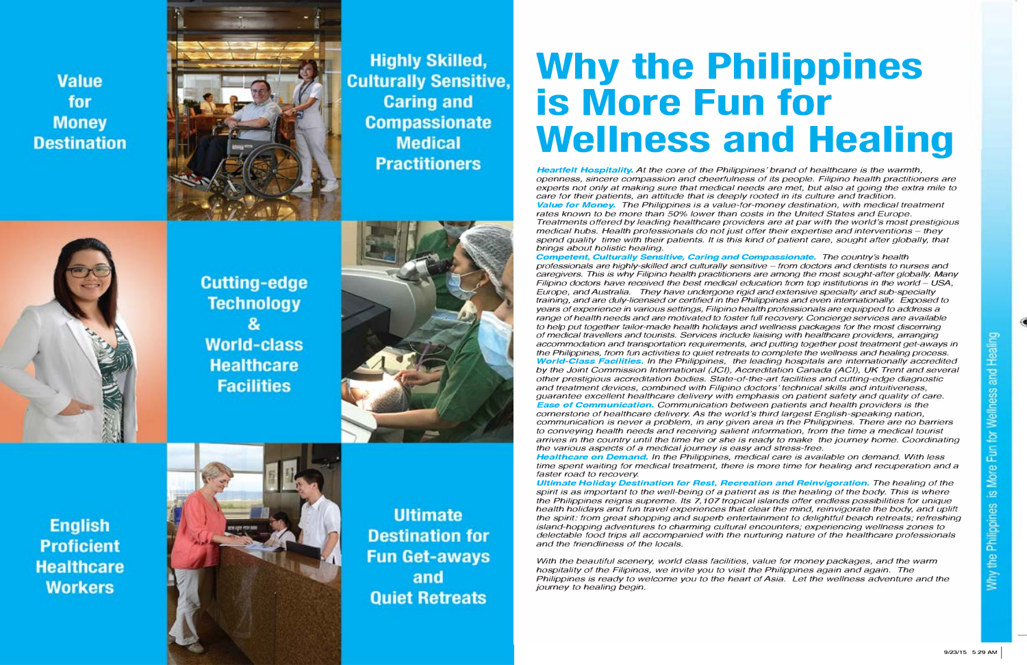Value for Money Destination

Highly Skilled, Culturally Sensitive, Caring and Compassionate Medical Practitioners

Cutting-edge Technology & World-class Healthcare Facilities

English Proficient Healthcare Workers

Ultimate Destination for Fun Get-aways and Quiet Retreats

# Why the Philippines is More Fun for Wellness and Healing

***Heartfelt Hospitality.*** *At the core of the Philippines' brand of healthcare is the warmth, openness, sincere compassion and cheerfulness of its people. Filipino health practitioners are experts not only at making sure that medical needs are met, but also at going the extra mile to care for their patients, an attitude that is deeply rooted in its culture and tradition.*

***Value for Money.*** *The Philippines is a value-for-money destination, with medical treatment rates known to be more than 50% lower than costs in the United States and Europe. Treatments offered by leading healthcare providers are at par with the world's most prestigious medical hubs. Health professionals do not just offer their expertise and interventions – they spend quality time with their patients. It is this kind of patient care, sought after globally, that brings about holistic healing.*

***Competent, Culturally Sensitive, Caring and Compassionate.*** *The country's health professionals are highly-skilled and culturally sensitive – from doctors and dentists to nurses and caregivers. This is why Filipino health practitioners are among the most sought-after globally. Many Filipino doctors have received the best medical education from top institutions in the world – USA, Europe, and Australia. They have undergone rigid and extensive specialty and sub-specialty training, and are duly-licensed or certified in the Philippines and even internationally. Exposed to years of experience in various settings, Filipino health professionals are equipped to address a range of health needs and are motivated to foster full recovery. Concierge services are available to help put together tailor-made health holidays and wellness packages for the most discerning of medical travellers and tourists. Services include liaising with healthcare providers, arranging accommodation and transportation requirements, and putting together post treatment get-aways in the Philippines, from fun activities to quiet retreats to complete the wellness and healing process.*

***World-Class Facilities.*** *In the Philippines, the leading hospitals are internationally accredited by the Joint Commission International (JCI), Accreditation Canada (ACI), UK Trent and several other prestigious accreditation bodies. State-of-the-art facilities and cutting-edge diagnostic and treatment devices, combined with Filipino doctors' technical skills and intuitiveness, guarantee excellent healthcare delivery with emphasis on patient safety and quality of care.*

***Ease of Communication.*** *Communication between patients and health providers is the cornerstone of healthcare delivery. As the world's third largest English-speaking nation, communication is never a problem, in any given area in the Philippines. There are no barriers to conveying health needs and receiving salient information, from the time a medical tourist arrives in the country until the time he or she is ready to make the journey home. Coordinating the various aspects of a medical journey is easy and stress-free.*

***Healthcare on Demand.*** *In the Philippines, medical care is available on demand. With less time spent waiting for medical treatment, there is more time for healing and recuperation and a faster road to recovery.*

***Ultimate Holiday Destination for Rest, Recreation and Reinvigoration.*** *The healing of the spirit is as important to the well-being of a patient as is the healing of the body. This is where the Philippines reigns supreme. Its 7,107 tropical islands offer endless possibilities for unique health holidays and fun travel experiences that clear the mind, reinvigorate the body, and uplift the spirit: from great shopping and superb entertainment to delightful beach retreats; refreshing island-hopping adventures to charming cultural encounters; experiencing wellness zones to delectable food trips all accompanied with the nurturing nature of the healthcare professionals and the friendliness of the locals.*

*With the beautiful scenery, world class facilities, value for money packages, and the warm hospitality of the Filipinos, we invite you to visit the Philippines again and again. The Philippines is ready to welcome you to the heart of Asia. Let the wellness adventure and the journey to healing begin.*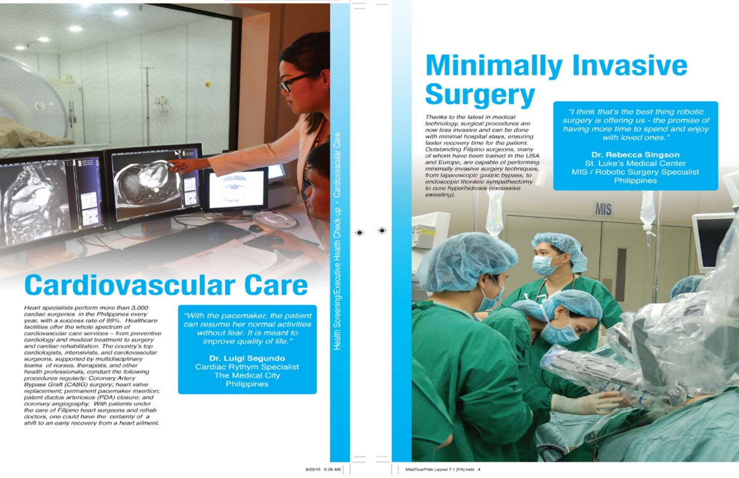# Cardiovascular Care

*Heart specialists perform more than 3,000 cardiac surgeries in the Philippines every year, with a success rate of 99%. Healthcare facilities offer the whole spectrum of cardiovascular care services – from preventive cardiology and medical treatment to surgery and cardiac rehabilitation. The country's top cardiologists, intensivists, and cardiovascular surgeons, supported by multidisciplinary teams of nurses, therapists, and other health professionals, conduct the following procedures regularly: Coronary Artery Bypass Graft (CABG) surgery; heart valve replacement; permanent pacemaker insertion; patent ductus arteriosus (PDA) closure; and coronary angiography. With patients under the care of Filipino heart surgeons and rehab doctors, one could have the certainty of a shift to an early recovery from a heart ailment.*

> *"With the pacemaker, the patient can resume her normal activities without fear. It is meant to improve quality of life."*
>
> **Dr. Luigi Segundo**
> Cardiac Rythym Specialist
> The Medical City
> Philippines

Health Screening/Executive Health Check-up • Cardiovascular Care

# Minimally Invasive Surgery

*Thanks to the latest in medical technology, surgical procedures are now less invasive and can be done with minimal hospital stays, ensuring faster recovery time for the patient. Outstanding Filipino surgeons, many of whom have been trained in the USA and Europe, are capable of performing minimally invasive surgery techniques, from laparoscopic gastric bypass, to endoscopic thoracic sympathectomy to cure hyperhidrosis (excessive sweating).*

> *"I think that's the best thing robotic surgery is offering us - the promise of having more time to spend and enjoy with loved ones."*
>
> **Dr. Rebecca Singson**
> St. Luke's Medical Center
> MIS / Robotic Surgery Specialist
> Philippines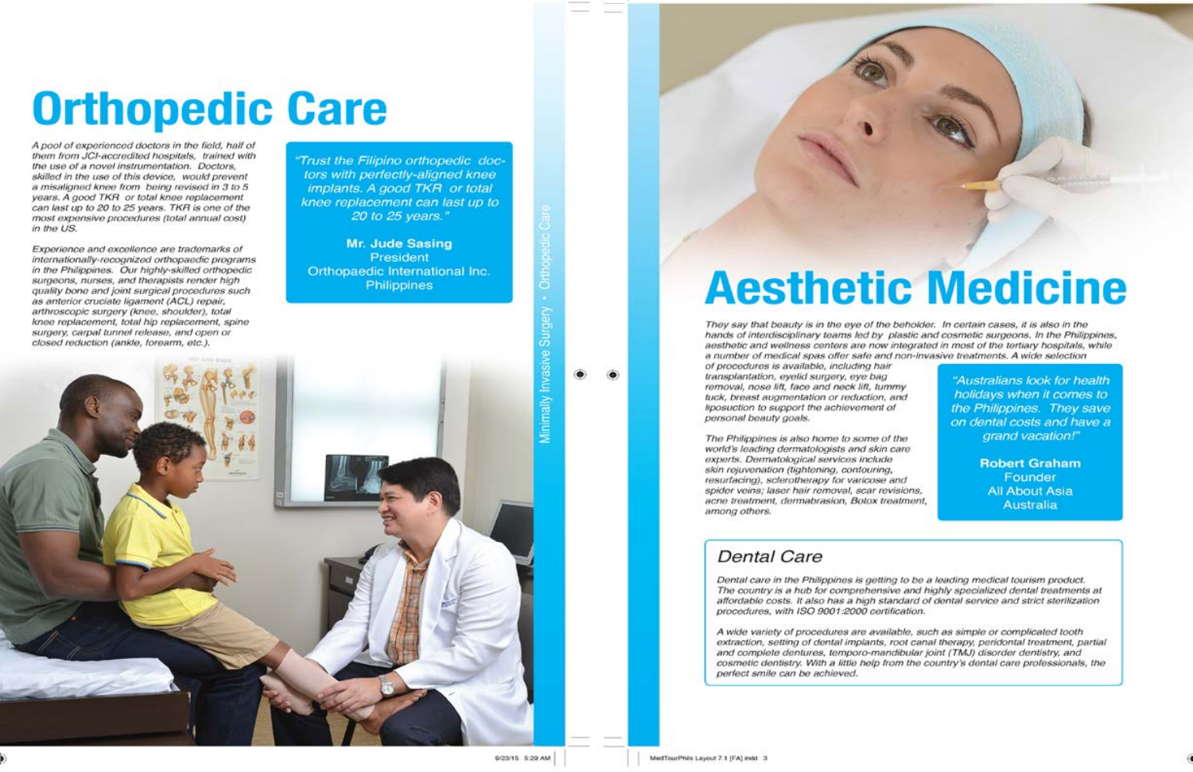# Orthopedic Care

*A pool of experienced doctors in the field, half of them from JCI-accredited hospitals, trained with the use of a novel instrumentation. Doctors, skilled in the use of this device, would prevent a misaligned knee from being revised in 3 to 5 years. A good TKR or total knee replacement can last up to 20 to 25 years. TKR is one of the most expensive procedures (total annual cost) in the US.*

*Experience and excellence are trademarks of internationally-recognized orthopaedic programs in the Philippines. Our highly-skilled orthopedic surgeons, nurses, and therapists render high quality bone and joint surgical procedures such as anterior cruciate ligament (ACL) repair, arthroscopic surgery (knee, shoulder), total knee replacement, total hip replacement, spine surgery, carpal tunnel release, and open or closed reduction (ankle, forearm, etc.).*

> *"Trust the Filipino orthopedic doctors with perfectly-aligned knee implants. A good TKR or total knee replacement can last up to 20 to 25 years."*
>
> **Mr. Jude Sasing**
> President
> Orthopaedic International Inc.
> Philippines

# Aesthetic Medicine

*They say that beauty is in the eye of the beholder. In certain cases, it is also in the hands of interdisciplinary teams led by plastic and cosmetic surgeons. In the Philippines, aesthetic and wellness centers are now integrated in most of the tertiary hospitals, while a number of medical spas offer safe and non-invasive treatments. A wide selection of procedures is available, including hair transplantation, eyelid surgery, eye bag removal, nose lift, face and neck lift, tummy tuck, breast augmentation or reduction, and liposuction to support the achievement of personal beauty goals.*

*The Philippines is also home to some of the world's leading dermatologists and skin care experts. Dermatological services include skin rejuvenation (tightening, contouring, resurfacing), sclerotherapy for varicose and spider veins; laser hair removal, scar revisions, acne treatment, dermabrasion, Botox treatment, among others.*

> *"Australians look for health holidays when it comes to the Philippines. They save on dental costs and have a grand vacation!"*
>
> **Robert Graham**
> Founder
> All About Asia
> Australia

## Dental Care

*Dental care in the Philippines is getting to be a leading medical tourism product. The country is a hub for comprehensive and highly specialized dental treatments at affordable costs. It also has a high standard of dental service and strict sterilization procedures, with ISO 9001:2000 certification.*

*A wide variety of procedures are available, such as simple or complicated tooth extraction, setting of dental implants, root canal therapy, peridontal treatment, partial and complete dentures, temporo-mandibular joint (TMJ) disorder dentistry, and cosmetic dentistry. With a little help from the country's dental care professionals, the perfect smile can be achieved.*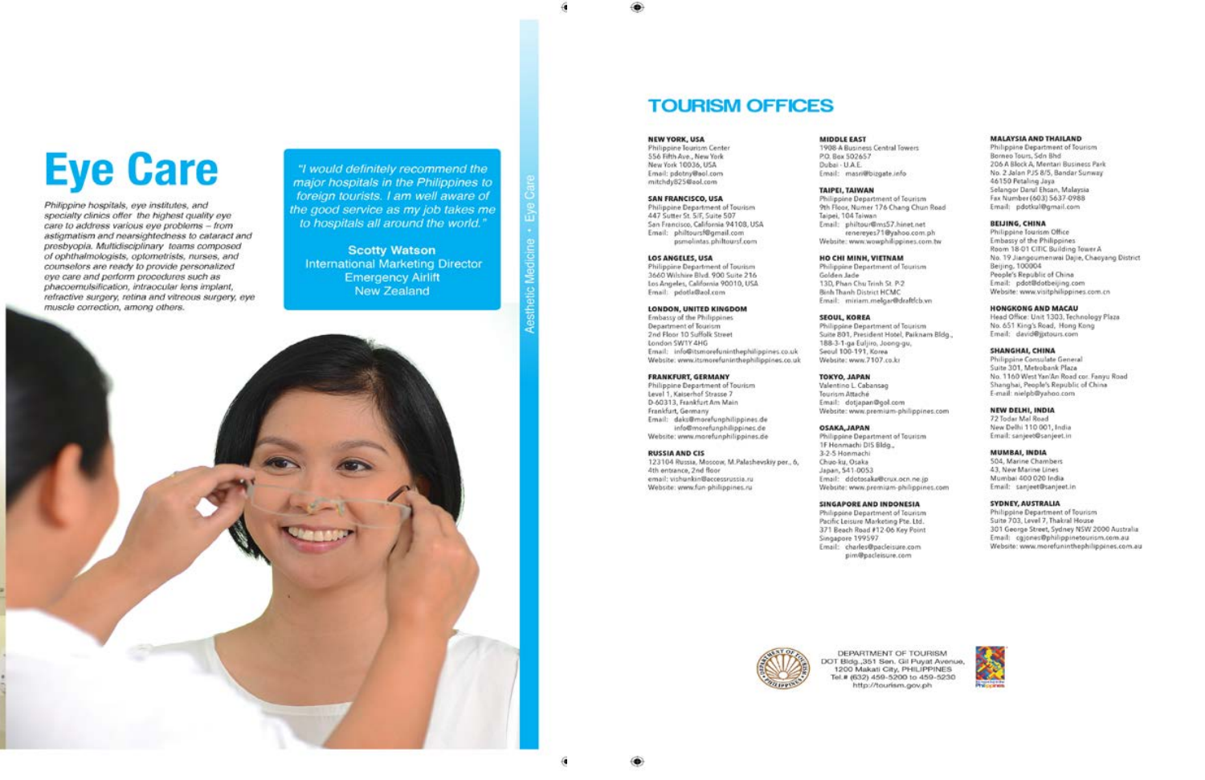# Eye Care

*Philippine hospitals, eye institutes, and specialty clinics offer the highest quality eye care to address various eye problems – from astigmatism and nearsightedness to cataract and presbyopia. Multidisciplinary teams composed of ophthalmologists, optometrists, nurses, and counselors are ready to provide personalized eye care and perform procedures such as phacoemulsification, intraocular lens implant, refractive surgery, retina and vitreous surgery, eye muscle correction, among others.*

*"I would definitely recommend the major hospitals in the Philippines to foreign tourists. I am well aware of the good service as my job takes me to hospitals all around the world."*

**Scotty Watson**
International Marketing Director
Emergency Airlift
New Zealand

Aesthetic Medicine • Eye Care

# TOURISM OFFICES

**NEW YORK, USA**
Philippine Tourism Center
556 Fifth Ave., New York
New York 10036, USA
Email: pdotny@aol.com
mitchdy825@aol.com

**SAN FRANCISCO, USA**
Philippine Department of Tourism
447 Sutter St. 5/F, Suite 507
San Francisco, California 94108, USA
Email: philtoursf@gmail.com
psmolintas.philtoursf.com

**LOS ANGELES, USA**
Philippine Department of Tourism
3660 Wilshire Blvd. 900 Suite 216
Los Angeles, California 90010, USA
Email: pdotla@aol.com

**LONDON, UNITED KINGDOM**
Embassy of the Philippines
Department of Tourism
2nd Floor 10 Suffolk Street
London SW1Y 4HG
Email: info@itsmorefuninthephilippines.co.uk
Website: www.itsmorefuninthephilippines.co.uk

**FRANKFURT, GERMANY**
Philippine Department of Tourism
Level 1, Kaiserhof Strasse 7
D-60313, Frankfurt Am Main
Frankfurt, Germany
Email: daks@morefunphilippines.de
info@morefunphilippines.de
Website: www.morefunphilippines.de

**RUSSIA AND CIS**
123104 Russia, Moscow, M.Palashevskiy per., 6, 4th entrance, 2nd floor
email: vishunkin@accessrussia.ru
Website: www.fun-philippines.ru

**MIDDLE EAST**
1908-A Business Central Towers
P.O. Box 502657
Dubai - U.A.E.
Email: masri@bizgate.info

**TAIPEI, TAIWAN**
Philippine Department of Tourism
9th Floor, Numer 176 Chang Chun Road
Taipei, 104 Taiwan
Email: philtour@ms57.hinet.net
renereyes71@yahoo.com.ph
Website: www.wowphilippines.com.tw

**HO CHI MINH, VIETNAM**
Philippine Department of Tourism
Golden Jade
130, Phan Chu Trinh St. P-2
Binh Thanh District HCMC
Email: miriam.melgar@draftfcb.vn

**SEOUL, KOREA**
Philippine Department of Tourism
Suite 801, President Hotel, Paiknam Bldg.,
188-3-1-ga Euljiro, Joong-gu,
Seoul 100-191, Korea
Website: www.7107.co.kr

**TOKYO, JAPAN**
Valentino L. Cabansag
Tourism Attaché
Email: dotjapan@gol.com
Website: www.premium-philippines.com

**OSAKA, JAPAN**
Philippine Department of Tourism
1F Honmachi DIS Bldg.,
3-2-5 Honmachi
Chuo-ku, Osaka
Japan, 541-0053
Email: ddotosaka@crux.ocn.ne.jp
Website: www.premium-philippines.com

**SINGAPORE AND INDONESIA**
Philippine Department of Tourism
Pacific Leisure Marketing Pte. Ltd.
371 Beach Road #12-06 Key Point
Singapore 199597
Email: charles@pacleisure.com
pim@pacleisure.com

**MALAYSIA AND THAILAND**
Philippine Department of Tourism
Borneo Tours, Sdn Bhd
206 A Block A, Mentari Business Park
No. 2 Jalan PJS 8/5, Bandar Sunway
46150 Petaling Jaya
Selangor Darul Ehsan, Malaysia
Fax Number (603) 5637-0988
Email: pdotkul@gmail.com

**BEIJING, CHINA**
Philippine Tourism Office
Embassy of the Philippines
Room 18-01 CITIC Building Tower A
No. 19 Jiangoumenwai Dajie, Chaoyang District
Beijing, 100004
People's Republic of China
Email: pdot@dotbeijing.com
Website: www.visitphilippines.com.cn

**HONGKONG AND MACAU**
Head Office: Unit 1303, Technology Plaza
No. 651 King's Road, Hong Kong
Email: david@jjstours.com

**SHANGHAI, CHINA**
Philippine Consulate General
Suite 301, Metrobank Plaza
No. 1160 West Yan'An Road cor. Fanyu Road
Shanghai, People's Republic of China
E-mail: nielpb@yahoo.com

**NEW DELHI, INDIA**
72 Todar Mal Road
New Delhi 110 001, India
Email: sanjeet@sanjeet.in

**MUMBAI, INDIA**
504, Marine Chambers
43, New Marine Lines
Mumbai 400 020 India
Email: sanjeet@sanjeet.in

**SYDNEY, AUSTRALIA**
Philippine Department of Tourism
Suite 703, Level 7, Thakral House
301 George Street, Sydney NSW 2000 Australia
Email: cgjones@philippinetourism.com.au
Website: www.morefuninthephilippines.com.au

DEPARTMENT OF TOURISM
DOT Bldg.,351 Sen. Gil Puyat Avenue,
1200 Makati City, PHILIPPINES
Tel.# (632) 459-5200 to 459-5230
http://tourism.gov.ph